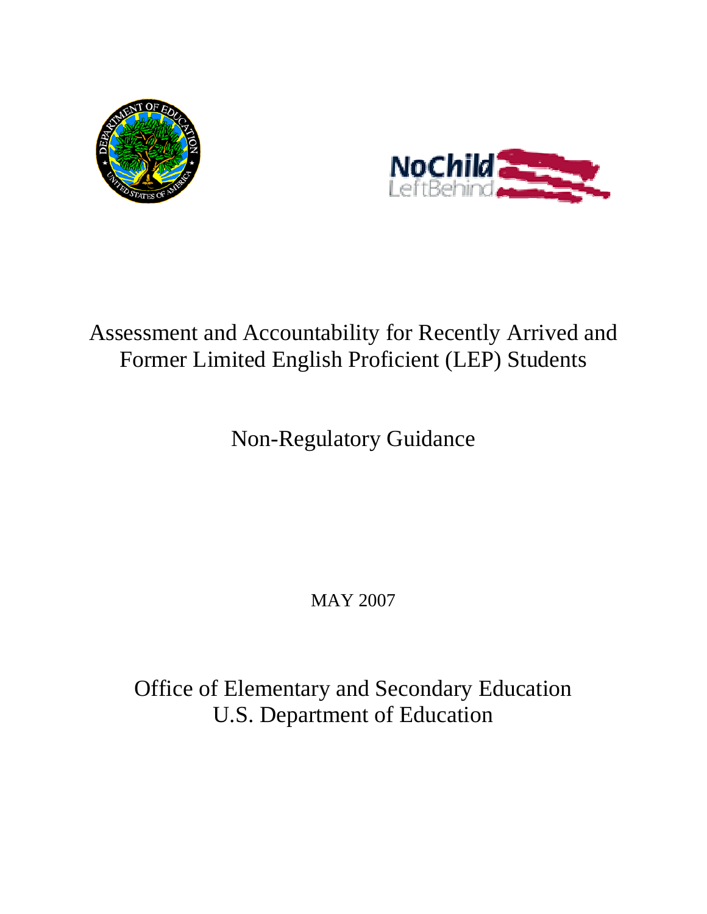# Assessment and Accountability for Recently Arrived and Former Limited English Proficient (LEP) Students

## Non-Regulatory Guidance

MAY 2007

Office of Elementary and Secondary Education
U.S. Department of Education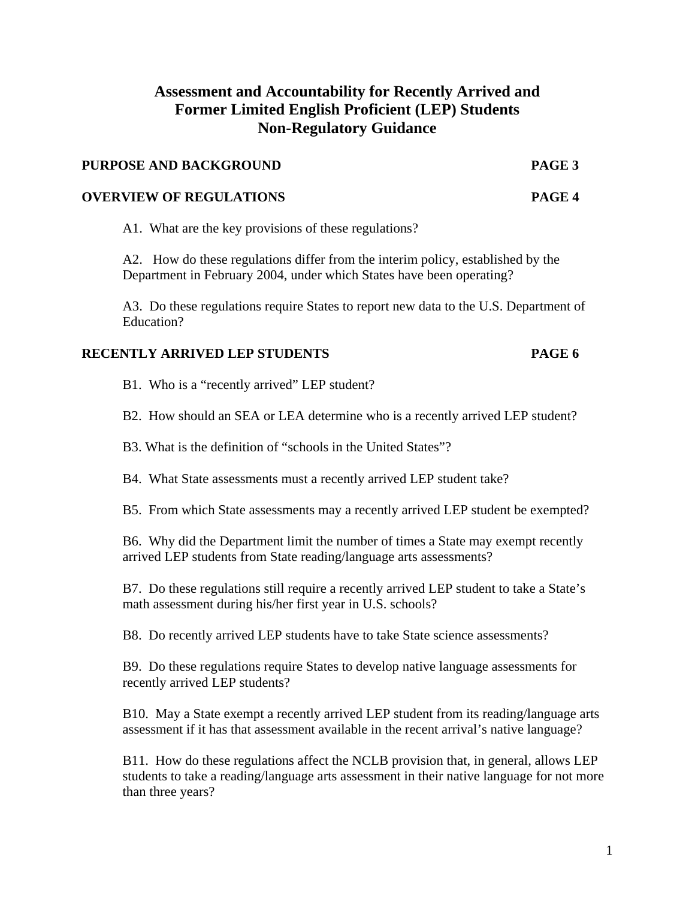# Assessment and Accountability for Recently Arrived and Former Limited English Proficient (LEP) Students Non-Regulatory Guidance

**PURPOSE AND BACKGROUND** **PAGE 3**

**OVERVIEW OF REGULATIONS** **PAGE 4**

A1. What are the key provisions of these regulations?

A2. How do these regulations differ from the interim policy, established by the Department in February 2004, under which States have been operating?

A3. Do these regulations require States to report new data to the U.S. Department of Education?

**RECENTLY ARRIVED LEP STUDENTS** **PAGE 6**

B1. Who is a "recently arrived" LEP student?

B2. How should an SEA or LEA determine who is a recently arrived LEP student?

B3. What is the definition of "schools in the United States"?

B4. What State assessments must a recently arrived LEP student take?

B5. From which State assessments may a recently arrived LEP student be exempted?

B6. Why did the Department limit the number of times a State may exempt recently arrived LEP students from State reading/language arts assessments?

B7. Do these regulations still require a recently arrived LEP student to take a State's math assessment during his/her first year in U.S. schools?

B8. Do recently arrived LEP students have to take State science assessments?

B9. Do these regulations require States to develop native language assessments for recently arrived LEP students?

B10. May a State exempt a recently arrived LEP student from its reading/language arts assessment if it has that assessment available in the recent arrival's native language?

B11. How do these regulations affect the NCLB provision that, in general, allows LEP students to take a reading/language arts assessment in their native language for not more than three years?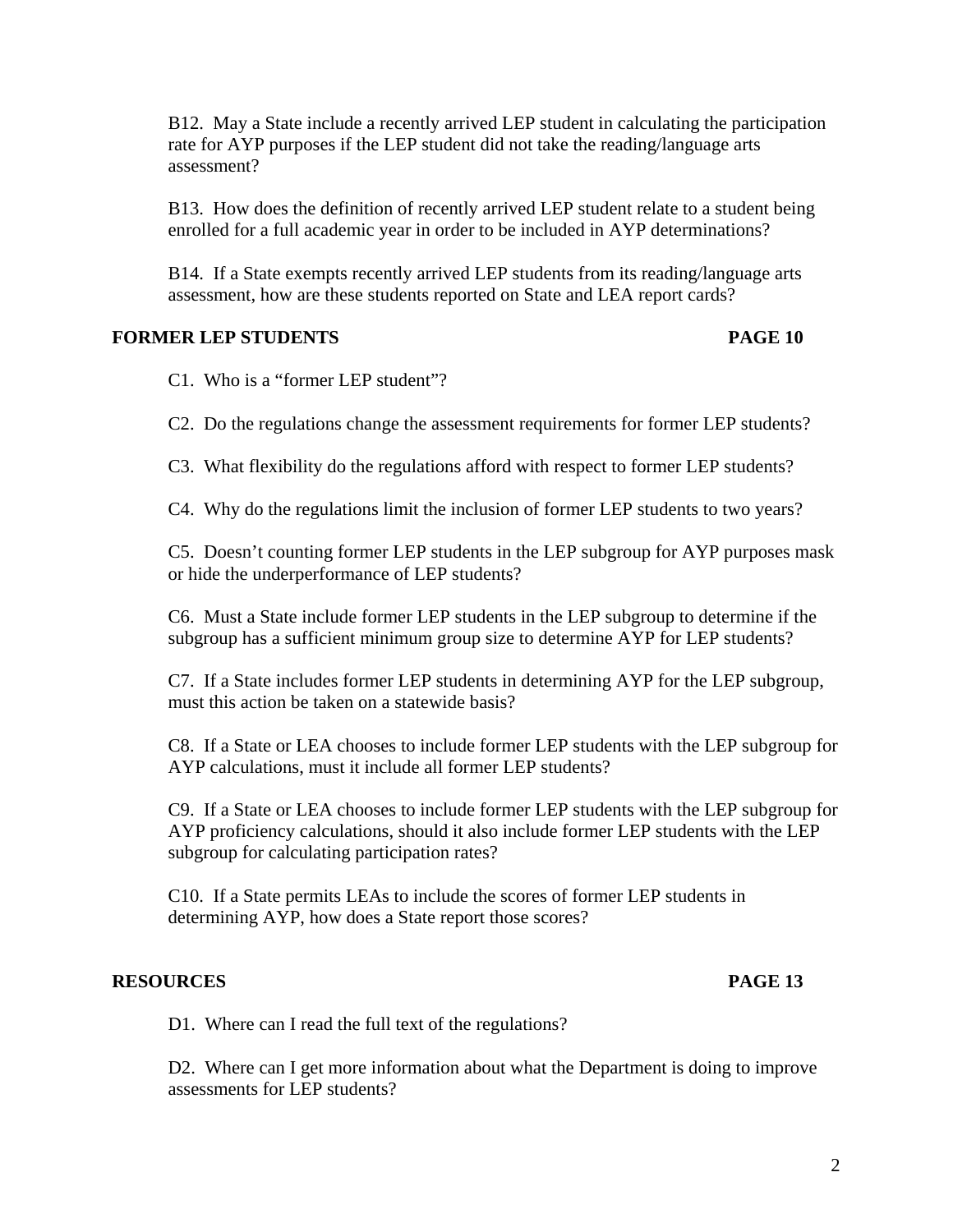B12. May a State include a recently arrived LEP student in calculating the participation rate for AYP purposes if the LEP student did not take the reading/language arts assessment?

B13. How does the definition of recently arrived LEP student relate to a student being enrolled for a full academic year in order to be included in AYP determinations?

B14. If a State exempts recently arrived LEP students from its reading/language arts assessment, how are these students reported on State and LEA report cards?

**FORMER LEP STUDENTS** **PAGE 10**

C1. Who is a "former LEP student"?

C2. Do the regulations change the assessment requirements for former LEP students?

C3. What flexibility do the regulations afford with respect to former LEP students?

C4. Why do the regulations limit the inclusion of former LEP students to two years?

C5. Doesn't counting former LEP students in the LEP subgroup for AYP purposes mask or hide the underperformance of LEP students?

C6. Must a State include former LEP students in the LEP subgroup to determine if the subgroup has a sufficient minimum group size to determine AYP for LEP students?

C7. If a State includes former LEP students in determining AYP for the LEP subgroup, must this action be taken on a statewide basis?

C8. If a State or LEA chooses to include former LEP students with the LEP subgroup for AYP calculations, must it include all former LEP students?

C9. If a State or LEA chooses to include former LEP students with the LEP subgroup for AYP proficiency calculations, should it also include former LEP students with the LEP subgroup for calculating participation rates?

C10. If a State permits LEAs to include the scores of former LEP students in determining AYP, how does a State report those scores?

**RESOURCES** **PAGE 13**

D1. Where can I read the full text of the regulations?

D2. Where can I get more information about what the Department is doing to improve assessments for LEP students?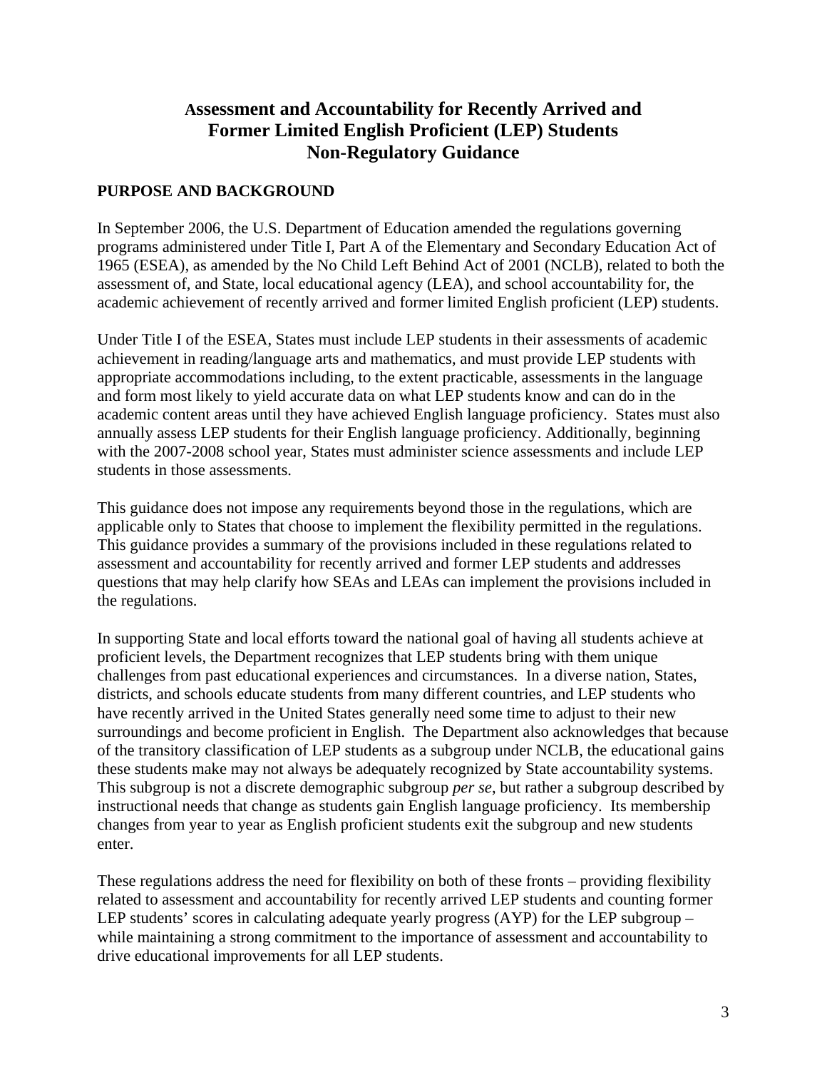# Assessment and Accountability for Recently Arrived and Former Limited English Proficient (LEP) Students Non-Regulatory Guidance

## PURPOSE AND BACKGROUND

In September 2006, the U.S. Department of Education amended the regulations governing programs administered under Title I, Part A of the Elementary and Secondary Education Act of 1965 (ESEA), as amended by the No Child Left Behind Act of 2001 (NCLB), related to both the assessment of, and State, local educational agency (LEA), and school accountability for, the academic achievement of recently arrived and former limited English proficient (LEP) students.

Under Title I of the ESEA, States must include LEP students in their assessments of academic achievement in reading/language arts and mathematics, and must provide LEP students with appropriate accommodations including, to the extent practicable, assessments in the language and form most likely to yield accurate data on what LEP students know and can do in the academic content areas until they have achieved English language proficiency. States must also annually assess LEP students for their English language proficiency. Additionally, beginning with the 2007-2008 school year, States must administer science assessments and include LEP students in those assessments.

This guidance does not impose any requirements beyond those in the regulations, which are applicable only to States that choose to implement the flexibility permitted in the regulations. This guidance provides a summary of the provisions included in these regulations related to assessment and accountability for recently arrived and former LEP students and addresses questions that may help clarify how SEAs and LEAs can implement the provisions included in the regulations.

In supporting State and local efforts toward the national goal of having all students achieve at proficient levels, the Department recognizes that LEP students bring with them unique challenges from past educational experiences and circumstances. In a diverse nation, States, districts, and schools educate students from many different countries, and LEP students who have recently arrived in the United States generally need some time to adjust to their new surroundings and become proficient in English. The Department also acknowledges that because of the transitory classification of LEP students as a subgroup under NCLB, the educational gains these students make may not always be adequately recognized by State accountability systems. This subgroup is not a discrete demographic subgroup *per se*, but rather a subgroup described by instructional needs that change as students gain English language proficiency. Its membership changes from year to year as English proficient students exit the subgroup and new students enter.

These regulations address the need for flexibility on both of these fronts – providing flexibility related to assessment and accountability for recently arrived LEP students and counting former LEP students' scores in calculating adequate yearly progress (AYP) for the LEP subgroup – while maintaining a strong commitment to the importance of assessment and accountability to drive educational improvements for all LEP students.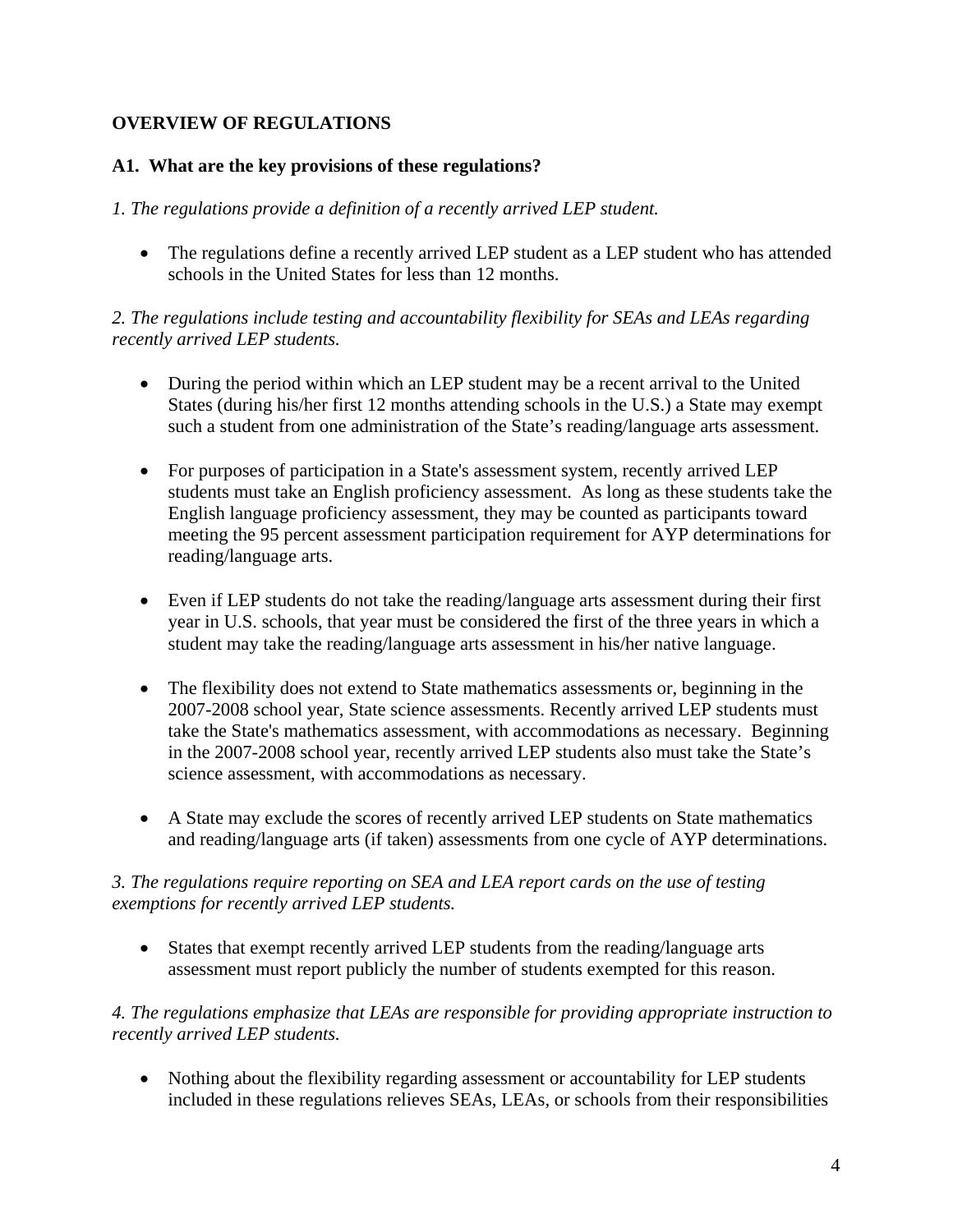## OVERVIEW OF REGULATIONS

### A1. What are the key provisions of these regulations?

*1. The regulations provide a definition of a recently arrived LEP student.*

- The regulations define a recently arrived LEP student as a LEP student who has attended schools in the United States for less than 12 months.

*2. The regulations include testing and accountability flexibility for SEAs and LEAs regarding recently arrived LEP students.*

- During the period within which an LEP student may be a recent arrival to the United States (during his/her first 12 months attending schools in the U.S.) a State may exempt such a student from one administration of the State's reading/language arts assessment.

- For purposes of participation in a State's assessment system, recently arrived LEP students must take an English proficiency assessment. As long as these students take the English language proficiency assessment, they may be counted as participants toward meeting the 95 percent assessment participation requirement for AYP determinations for reading/language arts.

- Even if LEP students do not take the reading/language arts assessment during their first year in U.S. schools, that year must be considered the first of the three years in which a student may take the reading/language arts assessment in his/her native language.

- The flexibility does not extend to State mathematics assessments or, beginning in the 2007-2008 school year, State science assessments. Recently arrived LEP students must take the State's mathematics assessment, with accommodations as necessary. Beginning in the 2007-2008 school year, recently arrived LEP students also must take the State's science assessment, with accommodations as necessary.

- A State may exclude the scores of recently arrived LEP students on State mathematics and reading/language arts (if taken) assessments from one cycle of AYP determinations.

*3. The regulations require reporting on SEA and LEA report cards on the use of testing exemptions for recently arrived LEP students.*

- States that exempt recently arrived LEP students from the reading/language arts assessment must report publicly the number of students exempted for this reason.

*4. The regulations emphasize that LEAs are responsible for providing appropriate instruction to recently arrived LEP students.*

- Nothing about the flexibility regarding assessment or accountability for LEP students included in these regulations relieves SEAs, LEAs, or schools from their responsibilities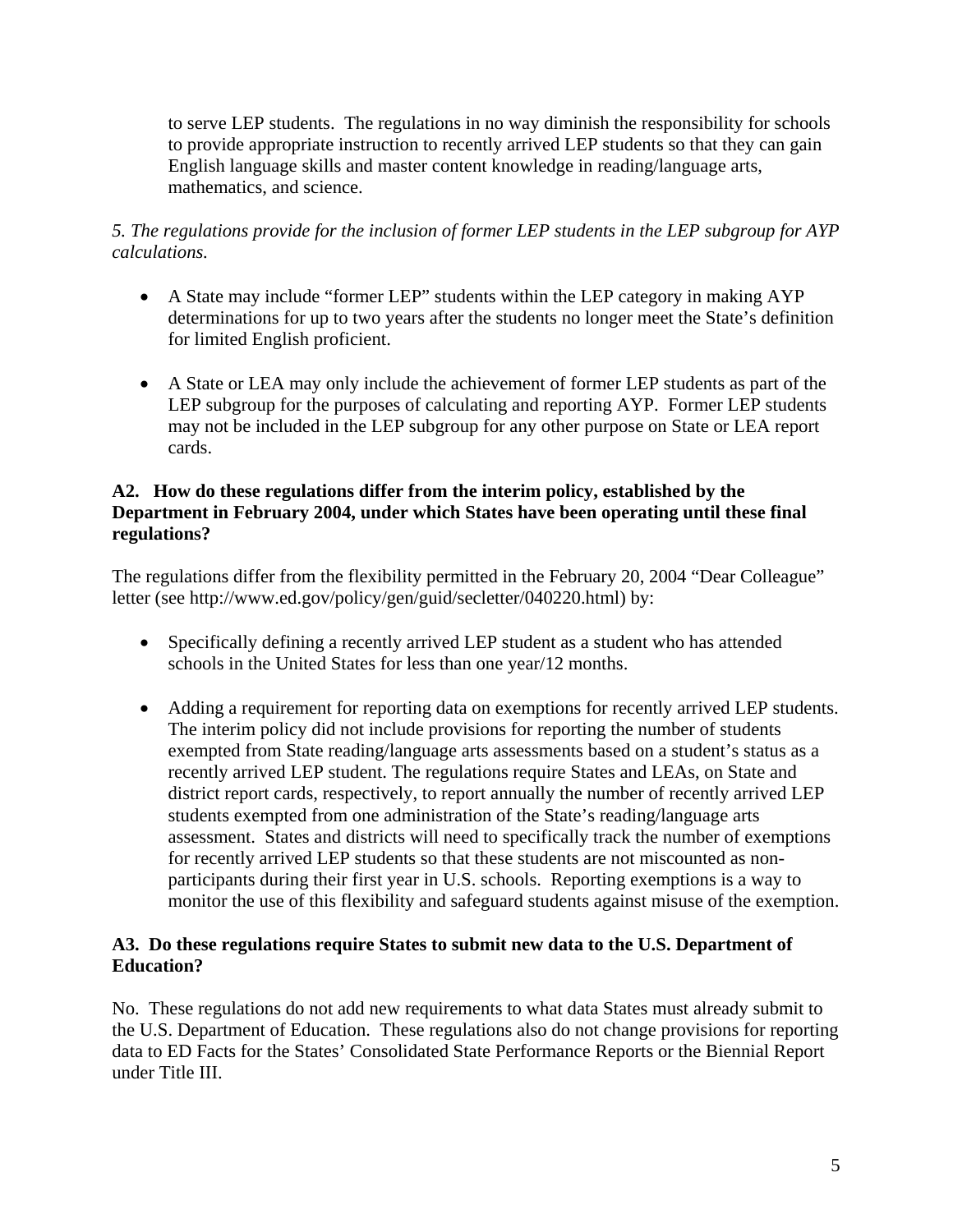to serve LEP students. The regulations in no way diminish the responsibility for schools to provide appropriate instruction to recently arrived LEP students so that they can gain English language skills and master content knowledge in reading/language arts, mathematics, and science.

*5. The regulations provide for the inclusion of former LEP students in the LEP subgroup for AYP calculations.*

- A State may include "former LEP" students within the LEP category in making AYP determinations for up to two years after the students no longer meet the State's definition for limited English proficient.

- A State or LEA may only include the achievement of former LEP students as part of the LEP subgroup for the purposes of calculating and reporting AYP. Former LEP students may not be included in the LEP subgroup for any other purpose on State or LEA report cards.

**A2. How do these regulations differ from the interim policy, established by the Department in February 2004, under which States have been operating until these final regulations?**

The regulations differ from the flexibility permitted in the February 20, 2004 "Dear Colleague" letter (see http://www.ed.gov/policy/gen/guid/secletter/040220.html) by:

- Specifically defining a recently arrived LEP student as a student who has attended schools in the United States for less than one year/12 months.

- Adding a requirement for reporting data on exemptions for recently arrived LEP students. The interim policy did not include provisions for reporting the number of students exempted from State reading/language arts assessments based on a student's status as a recently arrived LEP student. The regulations require States and LEAs, on State and district report cards, respectively, to report annually the number of recently arrived LEP students exempted from one administration of the State's reading/language arts assessment. States and districts will need to specifically track the number of exemptions for recently arrived LEP students so that these students are not miscounted as non-participants during their first year in U.S. schools. Reporting exemptions is a way to monitor the use of this flexibility and safeguard students against misuse of the exemption.

**A3. Do these regulations require States to submit new data to the U.S. Department of Education?**

No. These regulations do not add new requirements to what data States must already submit to the U.S. Department of Education. These regulations also do not change provisions for reporting data to ED Facts for the States' Consolidated State Performance Reports or the Biennial Report under Title III.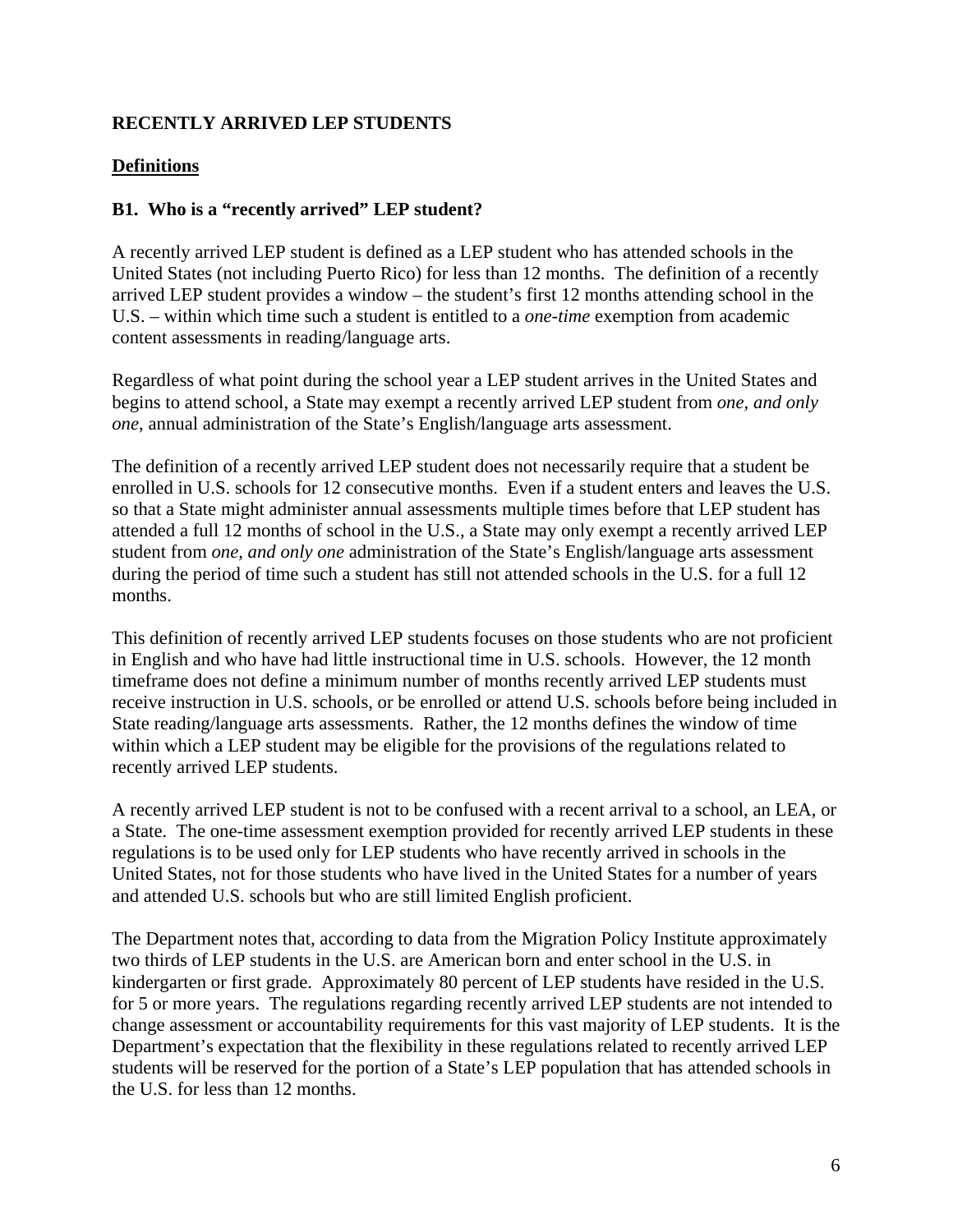**RECENTLY ARRIVED LEP STUDENTS**

**Definitions**

**B1. Who is a "recently arrived" LEP student?**

A recently arrived LEP student is defined as a LEP student who has attended schools in the United States (not including Puerto Rico) for less than 12 months. The definition of a recently arrived LEP student provides a window – the student's first 12 months attending school in the U.S. – within which time such a student is entitled to a *one-time* exemption from academic content assessments in reading/language arts.

Regardless of what point during the school year a LEP student arrives in the United States and begins to attend school, a State may exempt a recently arrived LEP student from *one, and only one*, annual administration of the State's English/language arts assessment.

The definition of a recently arrived LEP student does not necessarily require that a student be enrolled in U.S. schools for 12 consecutive months. Even if a student enters and leaves the U.S. so that a State might administer annual assessments multiple times before that LEP student has attended a full 12 months of school in the U.S., a State may only exempt a recently arrived LEP student from *one, and only one* administration of the State's English/language arts assessment during the period of time such a student has still not attended schools in the U.S. for a full 12 months.

This definition of recently arrived LEP students focuses on those students who are not proficient in English and who have had little instructional time in U.S. schools. However, the 12 month timeframe does not define a minimum number of months recently arrived LEP students must receive instruction in U.S. schools, or be enrolled or attend U.S. schools before being included in State reading/language arts assessments. Rather, the 12 months defines the window of time within which a LEP student may be eligible for the provisions of the regulations related to recently arrived LEP students.

A recently arrived LEP student is not to be confused with a recent arrival to a school, an LEA, or a State. The one-time assessment exemption provided for recently arrived LEP students in these regulations is to be used only for LEP students who have recently arrived in schools in the United States, not for those students who have lived in the United States for a number of years and attended U.S. schools but who are still limited English proficient.

The Department notes that, according to data from the Migration Policy Institute approximately two thirds of LEP students in the U.S. are American born and enter school in the U.S. in kindergarten or first grade. Approximately 80 percent of LEP students have resided in the U.S. for 5 or more years. The regulations regarding recently arrived LEP students are not intended to change assessment or accountability requirements for this vast majority of LEP students. It is the Department's expectation that the flexibility in these regulations related to recently arrived LEP students will be reserved for the portion of a State's LEP population that has attended schools in the U.S. for less than 12 months.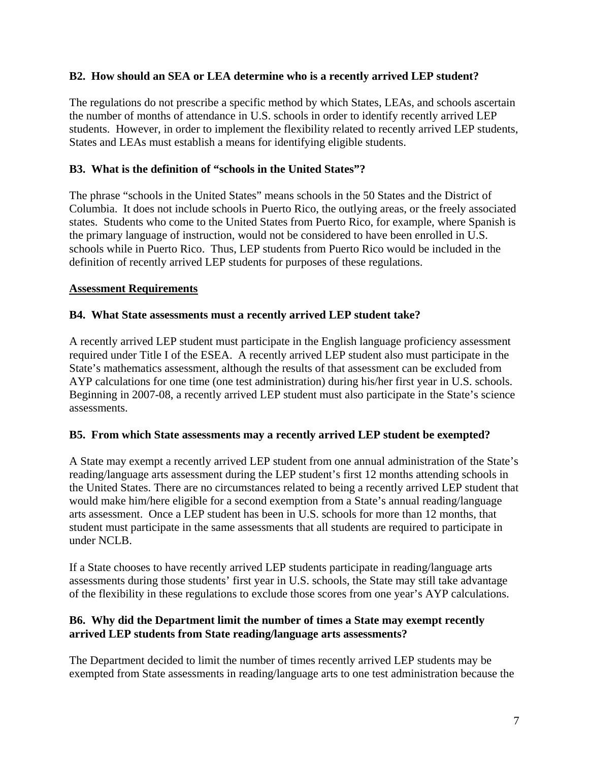**B2. How should an SEA or LEA determine who is a recently arrived LEP student?**

The regulations do not prescribe a specific method by which States, LEAs, and schools ascertain the number of months of attendance in U.S. schools in order to identify recently arrived LEP students. However, in order to implement the flexibility related to recently arrived LEP students, States and LEAs must establish a means for identifying eligible students.

**B3. What is the definition of "schools in the United States"?**

The phrase "schools in the United States" means schools in the 50 States and the District of Columbia. It does not include schools in Puerto Rico, the outlying areas, or the freely associated states. Students who come to the United States from Puerto Rico, for example, where Spanish is the primary language of instruction, would not be considered to have been enrolled in U.S. schools while in Puerto Rico. Thus, LEP students from Puerto Rico would be included in the definition of recently arrived LEP students for purposes of these regulations.

**Assessment Requirements**

**B4. What State assessments must a recently arrived LEP student take?**

A recently arrived LEP student must participate in the English language proficiency assessment required under Title I of the ESEA. A recently arrived LEP student also must participate in the State's mathematics assessment, although the results of that assessment can be excluded from AYP calculations for one time (one test administration) during his/her first year in U.S. schools. Beginning in 2007-08, a recently arrived LEP student must also participate in the State's science assessments.

**B5. From which State assessments may a recently arrived LEP student be exempted?**

A State may exempt a recently arrived LEP student from one annual administration of the State's reading/language arts assessment during the LEP student's first 12 months attending schools in the United States. There are no circumstances related to being a recently arrived LEP student that would make him/here eligible for a second exemption from a State's annual reading/language arts assessment. Once a LEP student has been in U.S. schools for more than 12 months, that student must participate in the same assessments that all students are required to participate in under NCLB.

If a State chooses to have recently arrived LEP students participate in reading/language arts assessments during those students' first year in U.S. schools, the State may still take advantage of the flexibility in these regulations to exclude those scores from one year's AYP calculations.

**B6. Why did the Department limit the number of times a State may exempt recently arrived LEP students from State reading/language arts assessments?**

The Department decided to limit the number of times recently arrived LEP students may be exempted from State assessments in reading/language arts to one test administration because the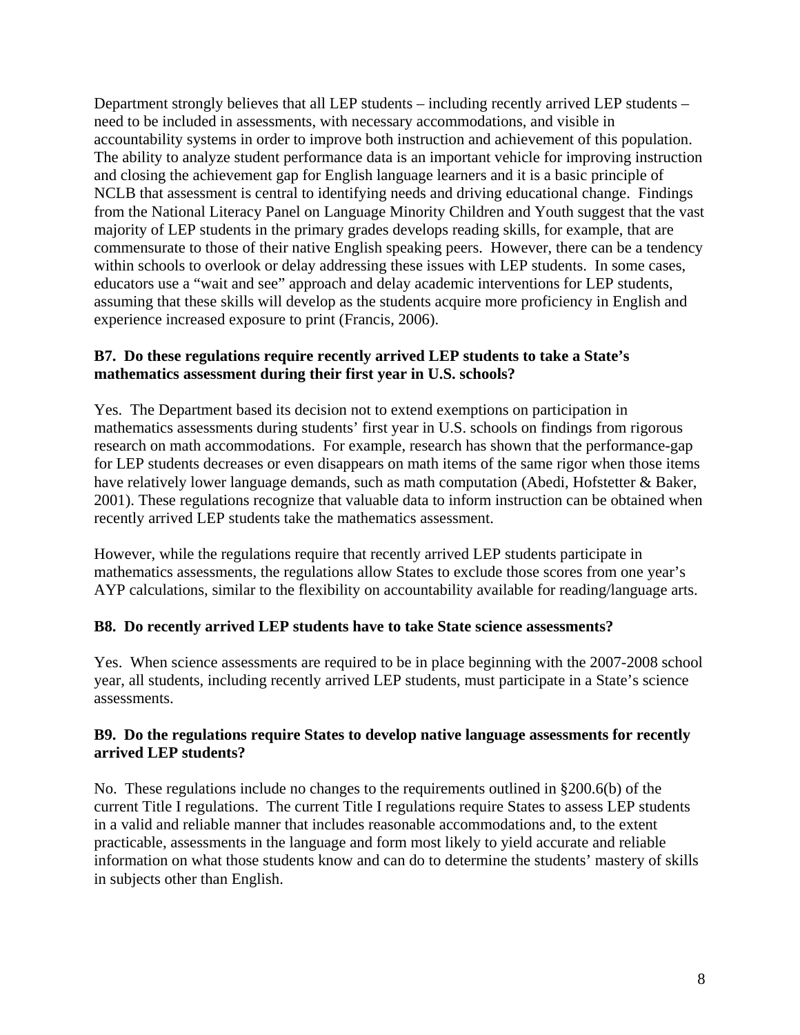Department strongly believes that all LEP students – including recently arrived LEP students – need to be included in assessments, with necessary accommodations, and visible in accountability systems in order to improve both instruction and achievement of this population. The ability to analyze student performance data is an important vehicle for improving instruction and closing the achievement gap for English language learners and it is a basic principle of NCLB that assessment is central to identifying needs and driving educational change. Findings from the National Literacy Panel on Language Minority Children and Youth suggest that the vast majority of LEP students in the primary grades develops reading skills, for example, that are commensurate to those of their native English speaking peers. However, there can be a tendency within schools to overlook or delay addressing these issues with LEP students. In some cases, educators use a "wait and see" approach and delay academic interventions for LEP students, assuming that these skills will develop as the students acquire more proficiency in English and experience increased exposure to print (Francis, 2006).

**B7. Do these regulations require recently arrived LEP students to take a State's mathematics assessment during their first year in U.S. schools?**

Yes. The Department based its decision not to extend exemptions on participation in mathematics assessments during students' first year in U.S. schools on findings from rigorous research on math accommodations. For example, research has shown that the performance-gap for LEP students decreases or even disappears on math items of the same rigor when those items have relatively lower language demands, such as math computation (Abedi, Hofstetter & Baker, 2001). These regulations recognize that valuable data to inform instruction can be obtained when recently arrived LEP students take the mathematics assessment.

However, while the regulations require that recently arrived LEP students participate in mathematics assessments, the regulations allow States to exclude those scores from one year's AYP calculations, similar to the flexibility on accountability available for reading/language arts.

**B8. Do recently arrived LEP students have to take State science assessments?**

Yes. When science assessments are required to be in place beginning with the 2007-2008 school year, all students, including recently arrived LEP students, must participate in a State's science assessments.

**B9. Do the regulations require States to develop native language assessments for recently arrived LEP students?**

No. These regulations include no changes to the requirements outlined in §200.6(b) of the current Title I regulations. The current Title I regulations require States to assess LEP students in a valid and reliable manner that includes reasonable accommodations and, to the extent practicable, assessments in the language and form most likely to yield accurate and reliable information on what those students know and can do to determine the students' mastery of skills in subjects other than English.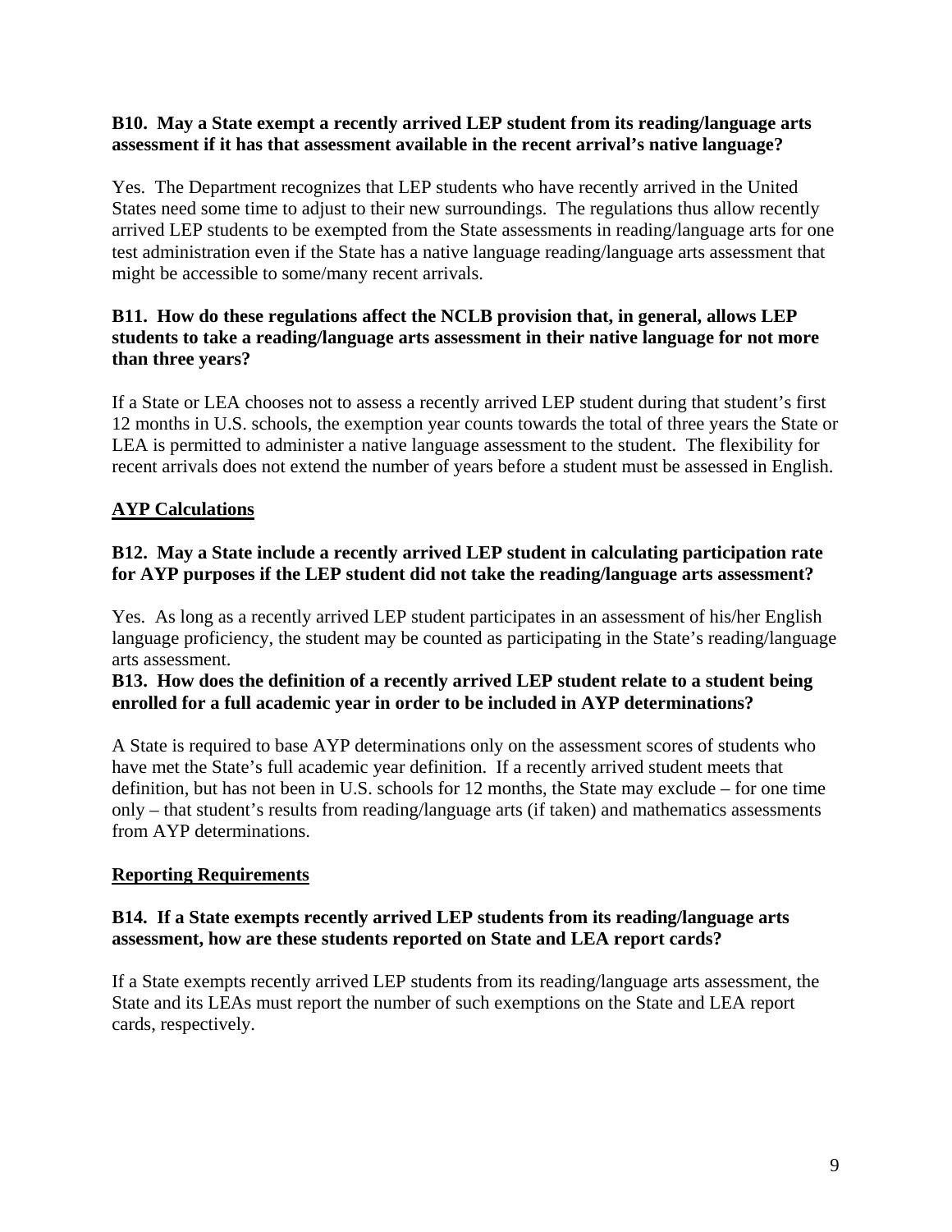**B10. May a State exempt a recently arrived LEP student from its reading/language arts assessment if it has that assessment available in the recent arrival's native language?**

Yes. The Department recognizes that LEP students who have recently arrived in the United States need some time to adjust to their new surroundings. The regulations thus allow recently arrived LEP students to be exempted from the State assessments in reading/language arts for one test administration even if the State has a native language reading/language arts assessment that might be accessible to some/many recent arrivals.

**B11. How do these regulations affect the NCLB provision that, in general, allows LEP students to take a reading/language arts assessment in their native language for not more than three years?**

If a State or LEA chooses not to assess a recently arrived LEP student during that student's first 12 months in U.S. schools, the exemption year counts towards the total of three years the State or LEA is permitted to administer a native language assessment to the student. The flexibility for recent arrivals does not extend the number of years before a student must be assessed in English.

**<u>AYP Calculations</u>**

**B12. May a State include a recently arrived LEP student in calculating participation rate for AYP purposes if the LEP student did not take the reading/language arts assessment?**

Yes. As long as a recently arrived LEP student participates in an assessment of his/her English language proficiency, the student may be counted as participating in the State's reading/language arts assessment.

**B13. How does the definition of a recently arrived LEP student relate to a student being enrolled for a full academic year in order to be included in AYP determinations?**

A State is required to base AYP determinations only on the assessment scores of students who have met the State's full academic year definition. If a recently arrived student meets that definition, but has not been in U.S. schools for 12 months, the State may exclude – for one time only – that student's results from reading/language arts (if taken) and mathematics assessments from AYP determinations.

**<u>Reporting Requirements</u>**

**B14. If a State exempts recently arrived LEP students from its reading/language arts assessment, how are these students reported on State and LEA report cards?**

If a State exempts recently arrived LEP students from its reading/language arts assessment, the State and its LEAs must report the number of such exemptions on the State and LEA report cards, respectively.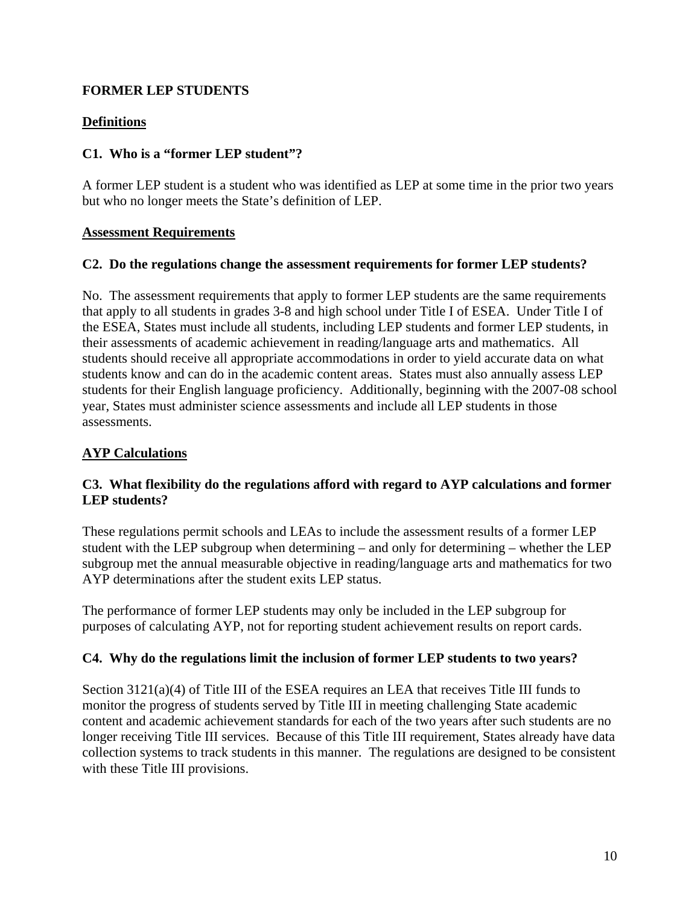**FORMER LEP STUDENTS**

## Definitions

### C1. Who is a "former LEP student"?

A former LEP student is a student who was identified as LEP at some time in the prior two years but who no longer meets the State's definition of LEP.

## Assessment Requirements

### C2. Do the regulations change the assessment requirements for former LEP students?

No. The assessment requirements that apply to former LEP students are the same requirements that apply to all students in grades 3-8 and high school under Title I of ESEA. Under Title I of the ESEA, States must include all students, including LEP students and former LEP students, in their assessments of academic achievement in reading/language arts and mathematics. All students should receive all appropriate accommodations in order to yield accurate data on what students know and can do in the academic content areas. States must also annually assess LEP students for their English language proficiency. Additionally, beginning with the 2007-08 school year, States must administer science assessments and include all LEP students in those assessments.

## AYP Calculations

### C3. What flexibility do the regulations afford with regard to AYP calculations and former LEP students?

These regulations permit schools and LEAs to include the assessment results of a former LEP student with the LEP subgroup when determining – and only for determining – whether the LEP subgroup met the annual measurable objective in reading/language arts and mathematics for two AYP determinations after the student exits LEP status.

The performance of former LEP students may only be included in the LEP subgroup for purposes of calculating AYP, not for reporting student achievement results on report cards.

### C4. Why do the regulations limit the inclusion of former LEP students to two years?

Section 3121(a)(4) of Title III of the ESEA requires an LEA that receives Title III funds to monitor the progress of students served by Title III in meeting challenging State academic content and academic achievement standards for each of the two years after such students are no longer receiving Title III services. Because of this Title III requirement, States already have data collection systems to track students in this manner. The regulations are designed to be consistent with these Title III provisions.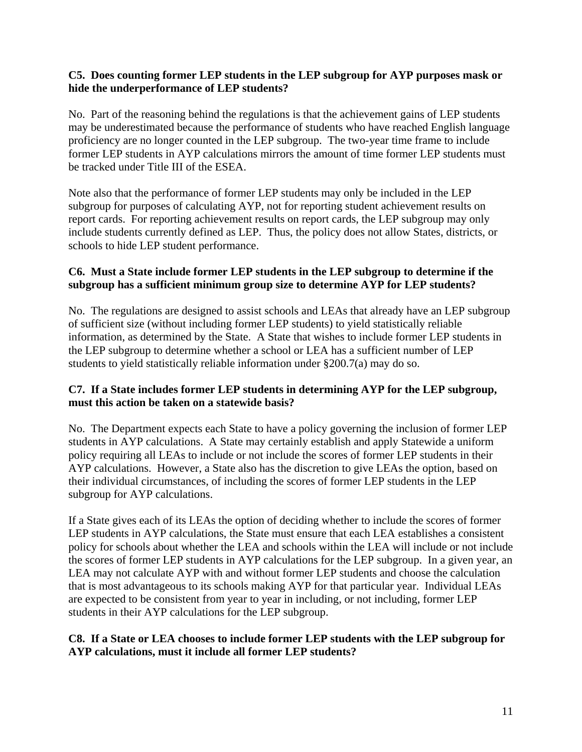**C5. Does counting former LEP students in the LEP subgroup for AYP purposes mask or hide the underperformance of LEP students?**

No. Part of the reasoning behind the regulations is that the achievement gains of LEP students may be underestimated because the performance of students who have reached English language proficiency are no longer counted in the LEP subgroup. The two-year time frame to include former LEP students in AYP calculations mirrors the amount of time former LEP students must be tracked under Title III of the ESEA.

Note also that the performance of former LEP students may only be included in the LEP subgroup for purposes of calculating AYP, not for reporting student achievement results on report cards. For reporting achievement results on report cards, the LEP subgroup may only include students currently defined as LEP. Thus, the policy does not allow States, districts, or schools to hide LEP student performance.

**C6. Must a State include former LEP students in the LEP subgroup to determine if the subgroup has a sufficient minimum group size to determine AYP for LEP students?**

No. The regulations are designed to assist schools and LEAs that already have an LEP subgroup of sufficient size (without including former LEP students) to yield statistically reliable information, as determined by the State. A State that wishes to include former LEP students in the LEP subgroup to determine whether a school or LEA has a sufficient number of LEP students to yield statistically reliable information under §200.7(a) may do so.

**C7. If a State includes former LEP students in determining AYP for the LEP subgroup, must this action be taken on a statewide basis?**

No. The Department expects each State to have a policy governing the inclusion of former LEP students in AYP calculations. A State may certainly establish and apply Statewide a uniform policy requiring all LEAs to include or not include the scores of former LEP students in their AYP calculations. However, a State also has the discretion to give LEAs the option, based on their individual circumstances, of including the scores of former LEP students in the LEP subgroup for AYP calculations.

If a State gives each of its LEAs the option of deciding whether to include the scores of former LEP students in AYP calculations, the State must ensure that each LEA establishes a consistent policy for schools about whether the LEA and schools within the LEA will include or not include the scores of former LEP students in AYP calculations for the LEP subgroup. In a given year, an LEA may not calculate AYP with and without former LEP students and choose the calculation that is most advantageous to its schools making AYP for that particular year. Individual LEAs are expected to be consistent from year to year in including, or not including, former LEP students in their AYP calculations for the LEP subgroup.

**C8. If a State or LEA chooses to include former LEP students with the LEP subgroup for AYP calculations, must it include all former LEP students?**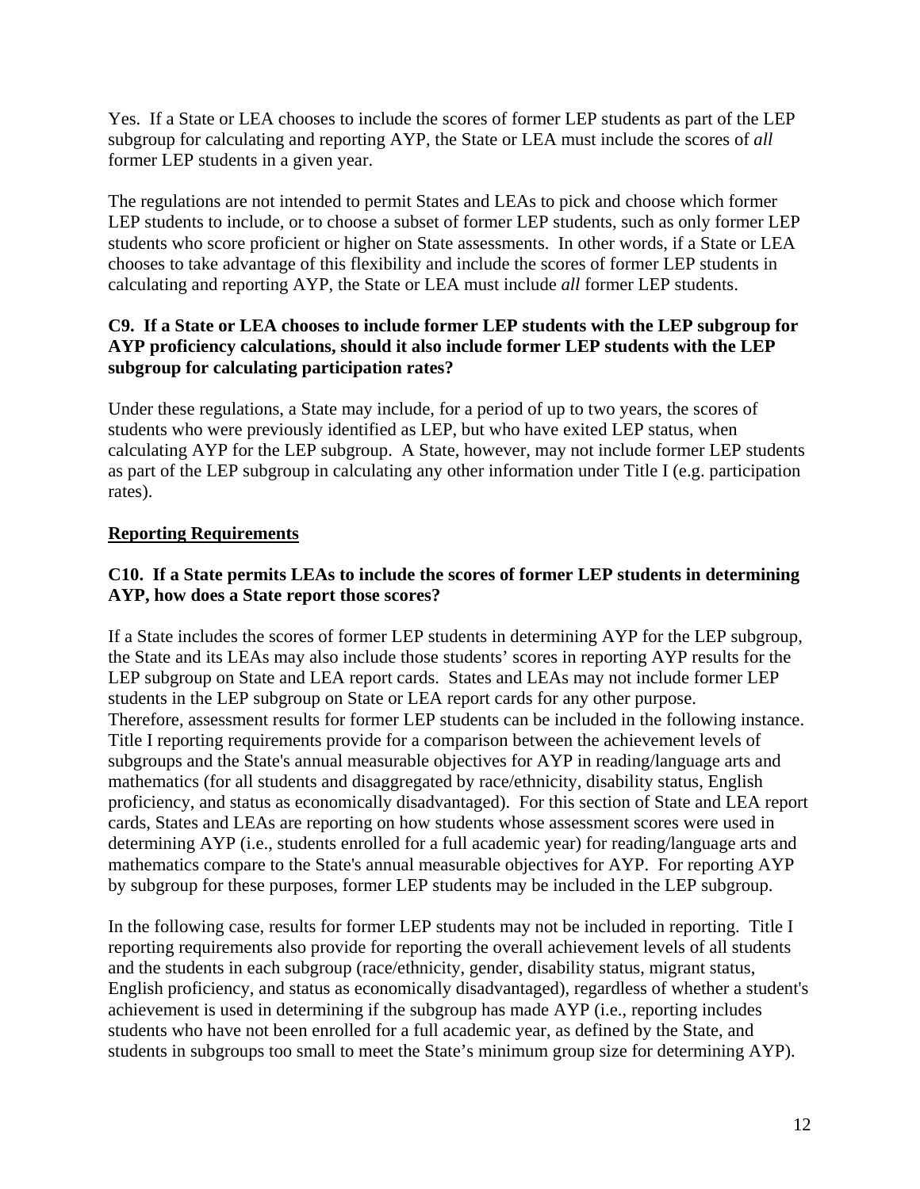Yes. If a State or LEA chooses to include the scores of former LEP students as part of the LEP subgroup for calculating and reporting AYP, the State or LEA must include the scores of *all* former LEP students in a given year.

The regulations are not intended to permit States and LEAs to pick and choose which former LEP students to include, or to choose a subset of former LEP students, such as only former LEP students who score proficient or higher on State assessments. In other words, if a State or LEA chooses to take advantage of this flexibility and include the scores of former LEP students in calculating and reporting AYP, the State or LEA must include *all* former LEP students.

**C9. If a State or LEA chooses to include former LEP students with the LEP subgroup for AYP proficiency calculations, should it also include former LEP students with the LEP subgroup for calculating participation rates?**

Under these regulations, a State may include, for a period of up to two years, the scores of students who were previously identified as LEP, but who have exited LEP status, when calculating AYP for the LEP subgroup. A State, however, may not include former LEP students as part of the LEP subgroup in calculating any other information under Title I (e.g. participation rates).

**Reporting Requirements**

**C10. If a State permits LEAs to include the scores of former LEP students in determining AYP, how does a State report those scores?**

If a State includes the scores of former LEP students in determining AYP for the LEP subgroup, the State and its LEAs may also include those students' scores in reporting AYP results for the LEP subgroup on State and LEA report cards. States and LEAs may not include former LEP students in the LEP subgroup on State or LEA report cards for any other purpose. Therefore, assessment results for former LEP students can be included in the following instance. Title I reporting requirements provide for a comparison between the achievement levels of subgroups and the State's annual measurable objectives for AYP in reading/language arts and mathematics (for all students and disaggregated by race/ethnicity, disability status, English proficiency, and status as economically disadvantaged). For this section of State and LEA report cards, States and LEAs are reporting on how students whose assessment scores were used in determining AYP (i.e., students enrolled for a full academic year) for reading/language arts and mathematics compare to the State's annual measurable objectives for AYP. For reporting AYP by subgroup for these purposes, former LEP students may be included in the LEP subgroup.

In the following case, results for former LEP students may not be included in reporting. Title I reporting requirements also provide for reporting the overall achievement levels of all students and the students in each subgroup (race/ethnicity, gender, disability status, migrant status, English proficiency, and status as economically disadvantaged), regardless of whether a student's achievement is used in determining if the subgroup has made AYP (i.e., reporting includes students who have not been enrolled for a full academic year, as defined by the State, and students in subgroups too small to meet the State's minimum group size for determining AYP).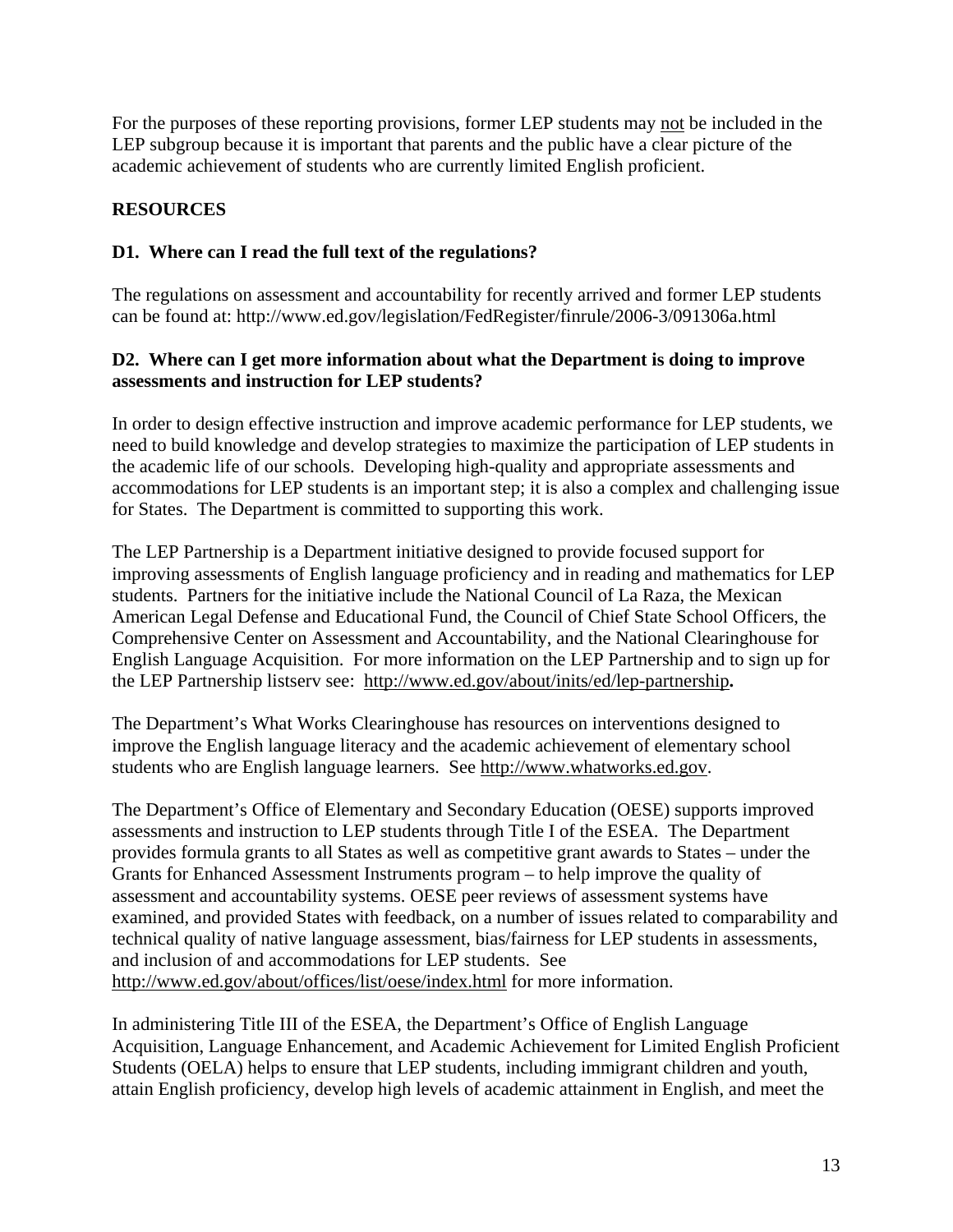For the purposes of these reporting provisions, former LEP students may not be included in the LEP subgroup because it is important that parents and the public have a clear picture of the academic achievement of students who are currently limited English proficient.

## RESOURCES

### D1. Where can I read the full text of the regulations?

The regulations on assessment and accountability for recently arrived and former LEP students can be found at: http://www.ed.gov/legislation/FedRegister/finrule/2006-3/091306a.html

### D2. Where can I get more information about what the Department is doing to improve assessments and instruction for LEP students?

In order to design effective instruction and improve academic performance for LEP students, we need to build knowledge and develop strategies to maximize the participation of LEP students in the academic life of our schools. Developing high-quality and appropriate assessments and accommodations for LEP students is an important step; it is also a complex and challenging issue for States. The Department is committed to supporting this work.

The LEP Partnership is a Department initiative designed to provide focused support for improving assessments of English language proficiency and in reading and mathematics for LEP students. Partners for the initiative include the National Council of La Raza, the Mexican American Legal Defense and Educational Fund, the Council of Chief State School Officers, the Comprehensive Center on Assessment and Accountability, and the National Clearinghouse for English Language Acquisition. For more information on the LEP Partnership and to sign up for the LEP Partnership listserv see: http://www.ed.gov/about/inits/ed/lep-partnership**.**

The Department's What Works Clearinghouse has resources on interventions designed to improve the English language literacy and the academic achievement of elementary school students who are English language learners. See http://www.whatworks.ed.gov.

The Department's Office of Elementary and Secondary Education (OESE) supports improved assessments and instruction to LEP students through Title I of the ESEA. The Department provides formula grants to all States as well as competitive grant awards to States – under the Grants for Enhanced Assessment Instruments program – to help improve the quality of assessment and accountability systems. OESE peer reviews of assessment systems have examined, and provided States with feedback, on a number of issues related to comparability and technical quality of native language assessment, bias/fairness for LEP students in assessments, and inclusion of and accommodations for LEP students. See http://www.ed.gov/about/offices/list/oese/index.html for more information.

In administering Title III of the ESEA, the Department's Office of English Language Acquisition, Language Enhancement, and Academic Achievement for Limited English Proficient Students (OELA) helps to ensure that LEP students, including immigrant children and youth, attain English proficiency, develop high levels of academic attainment in English, and meet the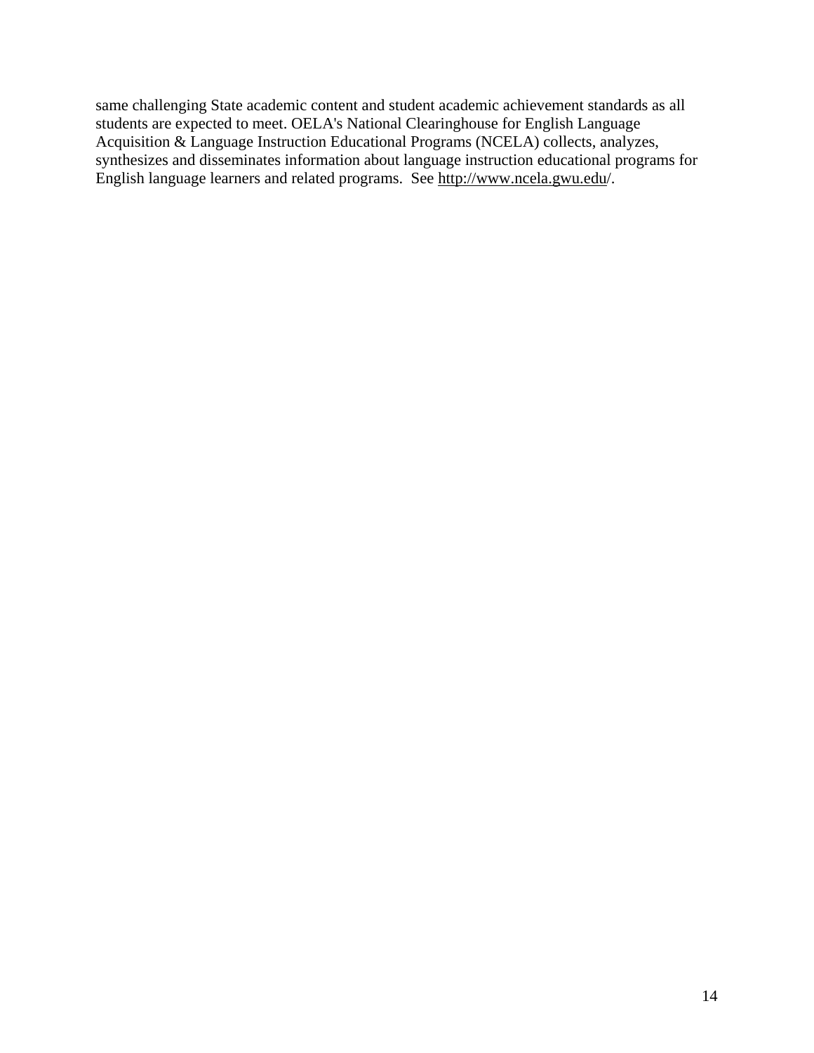same challenging State academic content and student academic achievement standards as all students are expected to meet. OELA's National Clearinghouse for English Language Acquisition & Language Instruction Educational Programs (NCELA) collects, analyzes, synthesizes and disseminates information about language instruction educational programs for English language learners and related programs. See http://www.ncela.gwu.edu/.